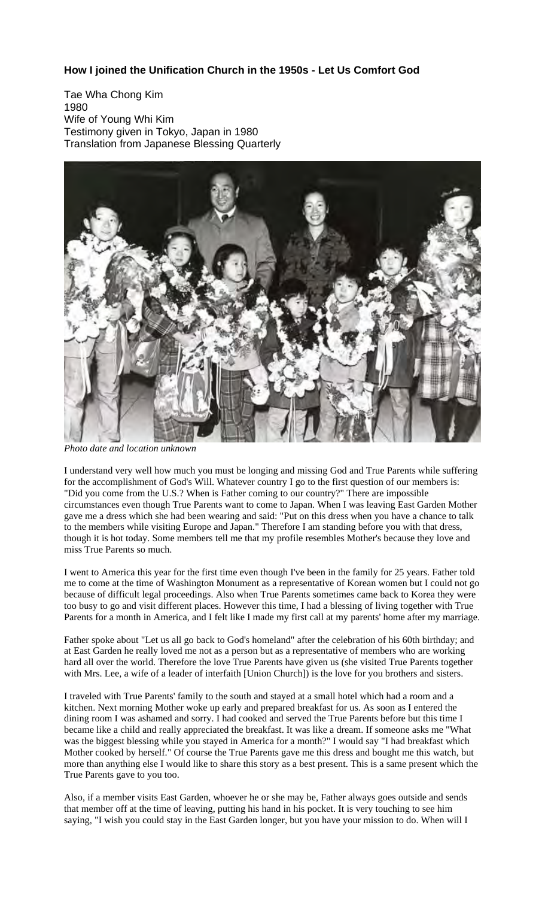### How I joined the Unification Church in the 1950s - Let Us Comfort God

Tae Wha Chong Kim
1980
Wife of Young Whi Kim
Testimony given in Tokyo, Japan in 1980
Translation from Japanese Blessing Quarterly

*Photo date and location unknown*

I understand very well how much you must be longing and missing God and True Parents while suffering for the accomplishment of God's Will. Whatever country I go to the first question of our members is: "Did you come from the U.S.? When is Father coming to our country?" There are impossible circumstances even though True Parents want to come to Japan. When I was leaving East Garden Mother gave me a dress which she had been wearing and said: "Put on this dress when you have a chance to talk to the members while visiting Europe and Japan." Therefore I am standing before you with that dress, though it is hot today. Some members tell me that my profile resembles Mother's because they love and miss True Parents so much.

I went to America this year for the first time even though I've been in the family for 25 years. Father told me to come at the time of Washington Monument as a representative of Korean women but I could not go because of difficult legal proceedings. Also when True Parents sometimes came back to Korea they were too busy to go and visit different places. However this time, I had a blessing of living together with True Parents for a month in America, and I felt like I made my first call at my parents' home after my marriage.

Father spoke about "Let us all go back to God's homeland" after the celebration of his 60th birthday; and at East Garden he really loved me not as a person but as a representative of members who are working hard all over the world. Therefore the love True Parents have given us (she visited True Parents together with Mrs. Lee, a wife of a leader of interfaith [Union Church]) is the love for you brothers and sisters.

I traveled with True Parents' family to the south and stayed at a small hotel which had a room and a kitchen. Next morning Mother woke up early and prepared breakfast for us. As soon as I entered the dining room I was ashamed and sorry. I had cooked and served the True Parents before but this time I became like a child and really appreciated the breakfast. It was like a dream. If someone asks me "What was the biggest blessing while you stayed in America for a month?" I would say "I had breakfast which Mother cooked by herself." Of course the True Parents gave me this dress and bought me this watch, but more than anything else I would like to share this story as a best present. This is a same present which the True Parents gave to you too.

Also, if a member visits East Garden, whoever he or she may be, Father always goes outside and sends that member off at the time of leaving, putting his hand in his pocket. It is very touching to see him saying, "I wish you could stay in the East Garden longer, but you have your mission to do. When will I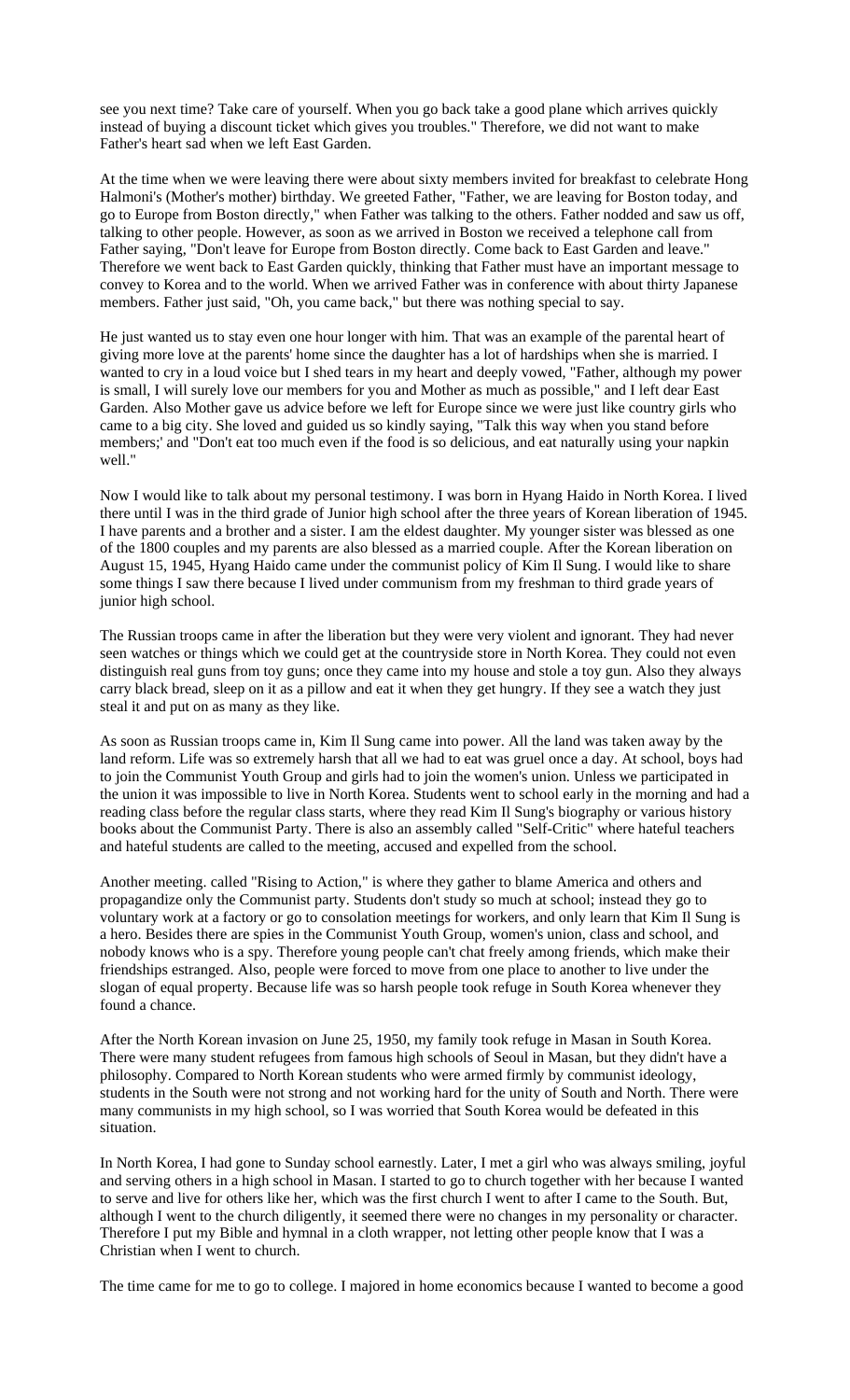see you next time? Take care of yourself. When you go back take a good plane which arrives quickly instead of buying a discount ticket which gives you troubles." Therefore, we did not want to make Father's heart sad when we left East Garden.

At the time when we were leaving there were about sixty members invited for breakfast to celebrate Hong Halmoni's (Mother's mother) birthday. We greeted Father, "Father, we are leaving for Boston today, and go to Europe from Boston directly," when Father was talking to the others. Father nodded and saw us off, talking to other people. However, as soon as we arrived in Boston we received a telephone call from Father saying, "Don't leave for Europe from Boston directly. Come back to East Garden and leave." Therefore we went back to East Garden quickly, thinking that Father must have an important message to convey to Korea and to the world. When we arrived Father was in conference with about thirty Japanese members. Father just said, "Oh, you came back," but there was nothing special to say.

He just wanted us to stay even one hour longer with him. That was an example of the parental heart of giving more love at the parents' home since the daughter has a lot of hardships when she is married. I wanted to cry in a loud voice but I shed tears in my heart and deeply vowed, "Father, although my power is small, I will surely love our members for you and Mother as much as possible," and I left dear East Garden. Also Mother gave us advice before we left for Europe since we were just like country girls who came to a big city. She loved and guided us so kindly saying, "Talk this way when you stand before members;' and "Don't eat too much even if the food is so delicious, and eat naturally using your napkin well."

Now I would like to talk about my personal testimony. I was born in Hyang Haido in North Korea. I lived there until I was in the third grade of Junior high school after the three years of Korean liberation of 1945. I have parents and a brother and a sister. I am the eldest daughter. My younger sister was blessed as one of the 1800 couples and my parents are also blessed as a married couple. After the Korean liberation on August 15, 1945, Hyang Haido came under the communist policy of Kim Il Sung. I would like to share some things I saw there because I lived under communism from my freshman to third grade years of junior high school.

The Russian troops came in after the liberation but they were very violent and ignorant. They had never seen watches or things which we could get at the countryside store in North Korea. They could not even distinguish real guns from toy guns; once they came into my house and stole a toy gun. Also they always carry black bread, sleep on it as a pillow and eat it when they get hungry. If they see a watch they just steal it and put on as many as they like.

As soon as Russian troops came in, Kim Il Sung came into power. All the land was taken away by the land reform. Life was so extremely harsh that all we had to eat was gruel once a day. At school, boys had to join the Communist Youth Group and girls had to join the women's union. Unless we participated in the union it was impossible to live in North Korea. Students went to school early in the morning and had a reading class before the regular class starts, where they read Kim Il Sung's biography or various history books about the Communist Party. There is also an assembly called "Self-Critic" where hateful teachers and hateful students are called to the meeting, accused and expelled from the school.

Another meeting. called "Rising to Action," is where they gather to blame America and others and propagandize only the Communist party. Students don't study so much at school; instead they go to voluntary work at a factory or go to consolation meetings for workers, and only learn that Kim Il Sung is a hero. Besides there are spies in the Communist Youth Group, women's union, class and school, and nobody knows who is a spy. Therefore young people can't chat freely among friends, which make their friendships estranged. Also, people were forced to move from one place to another to live under the slogan of equal property. Because life was so harsh people took refuge in South Korea whenever they found a chance.

After the North Korean invasion on June 25, 1950, my family took refuge in Masan in South Korea. There were many student refugees from famous high schools of Seoul in Masan, but they didn't have a philosophy. Compared to North Korean students who were armed firmly by communist ideology, students in the South were not strong and not working hard for the unity of South and North. There were many communists in my high school, so I was worried that South Korea would be defeated in this situation.

In North Korea, I had gone to Sunday school earnestly. Later, I met a girl who was always smiling, joyful and serving others in a high school in Masan. I started to go to church together with her because I wanted to serve and live for others like her, which was the first church I went to after I came to the South. But, although I went to the church diligently, it seemed there were no changes in my personality or character. Therefore I put my Bible and hymnal in a cloth wrapper, not letting other people know that I was a Christian when I went to church.

The time came for me to go to college. I majored in home economics because I wanted to become a good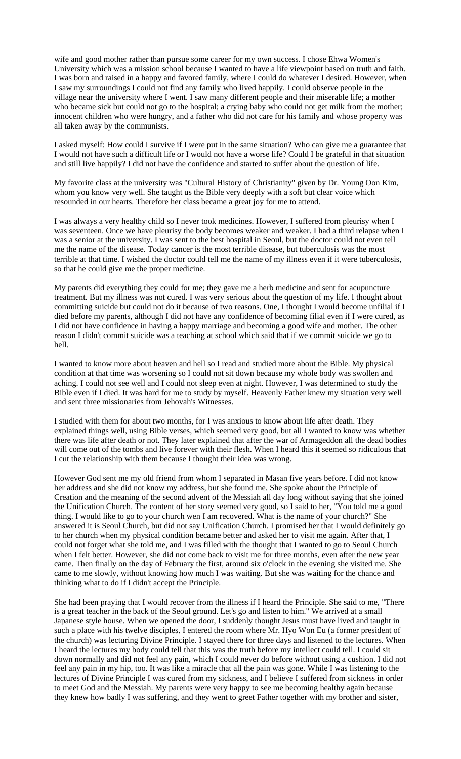wife and good mother rather than pursue some career for my own success. I chose Ehwa Women's University which was a mission school because I wanted to have a life viewpoint based on truth and faith. I was born and raised in a happy and favored family, where I could do whatever I desired. However, when I saw my surroundings I could not find any family who lived happily. I could observe people in the village near the university where I went. I saw many different people and their miserable life; a mother who became sick but could not go to the hospital; a crying baby who could not get milk from the mother; innocent children who were hungry, and a father who did not care for his family and whose property was all taken away by the communists.

I asked myself: How could I survive if I were put in the same situation? Who can give me a guarantee that I would not have such a difficult life or I would not have a worse life? Could I be grateful in that situation and still live happily? I did not have the confidence and started to suffer about the question of life.

My favorite class at the university was "Cultural History of Christianity" given by Dr. Young Oon Kim, whom you know very well. She taught us the Bible very deeply with a soft but clear voice which resounded in our hearts. Therefore her class became a great joy for me to attend.

I was always a very healthy child so I never took medicines. However, I suffered from pleurisy when I was seventeen. Once we have pleurisy the body becomes weaker and weaker. I had a third relapse when I was a senior at the university. I was sent to the best hospital in Seoul, but the doctor could not even tell me the name of the disease. Today cancer is the most terrible disease, but tuberculosis was the most terrible at that time. I wished the doctor could tell me the name of my illness even if it were tuberculosis, so that he could give me the proper medicine.

My parents did everything they could for me; they gave me a herb medicine and sent for acupuncture treatment. But my illness was not cured. I was very serious about the question of my life. I thought about committing suicide but could not do it because of two reasons. One, I thought I would become unfilial if I died before my parents, although I did not have any confidence of becoming filial even if I were cured, as I did not have confidence in having a happy marriage and becoming a good wife and mother. The other reason I didn't commit suicide was a teaching at school which said that if we commit suicide we go to hell.

I wanted to know more about heaven and hell so I read and studied more about the Bible. My physical condition at that time was worsening so I could not sit down because my whole body was swollen and aching. I could not see well and I could not sleep even at night. However, I was determined to study the Bible even if I died. It was hard for me to study by myself. Heavenly Father knew my situation very well and sent three missionaries from Jehovah's Witnesses.

I studied with them for about two months, for I was anxious to know about life after death. They explained things well, using Bible verses, which seemed very good, but all I wanted to know was whether there was life after death or not. They later explained that after the war of Armageddon all the dead bodies will come out of the tombs and live forever with their flesh. When I heard this it seemed so ridiculous that I cut the relationship with them because I thought their idea was wrong.

However God sent me my old friend from whom I separated in Masan five years before. I did not know her address and she did not know my address, but she found me. She spoke about the Principle of Creation and the meaning of the second advent of the Messiah all day long without saying that she joined the Unification Church. The content of her story seemed very good, so I said to her, "You told me a good thing. I would like to go to your church wen I am recovered. What is the name of your church?" She answered it is Seoul Church, but did not say Unification Church. I promised her that I would definitely go to her church when my physical condition became better and asked her to visit me again. After that, I could not forget what she told me, and I was filled with the thought that I wanted to go to Seoul Church when I felt better. However, she did not come back to visit me for three months, even after the new year came. Then finally on the day of February the first, around six o'clock in the evening she visited me. She came to me slowly, without knowing how much I was waiting. But she was waiting for the chance and thinking what to do if I didn't accept the Principle.

She had been praying that I would recover from the illness if I heard the Principle. She said to me, "There is a great teacher in the back of the Seoul ground. Let's go and listen to him." We arrived at a small Japanese style house. When we opened the door, I suddenly thought Jesus must have lived and taught in such a place with his twelve disciples. I entered the room where Mr. Hyo Won Eu (a former president of the church) was lecturing Divine Principle. I stayed there for three days and listened to the lectures. When I heard the lectures my body could tell that this was the truth before my intellect could tell. I could sit down normally and did not feel any pain, which I could never do before without using a cushion. I did not feel any pain in my hip, too. It was like a miracle that all the pain was gone. While I was listening to the lectures of Divine Principle I was cured from my sickness, and I believe I suffered from sickness in order to meet God and the Messiah. My parents were very happy to see me becoming healthy again because they knew how badly I was suffering, and they went to greet Father together with my brother and sister,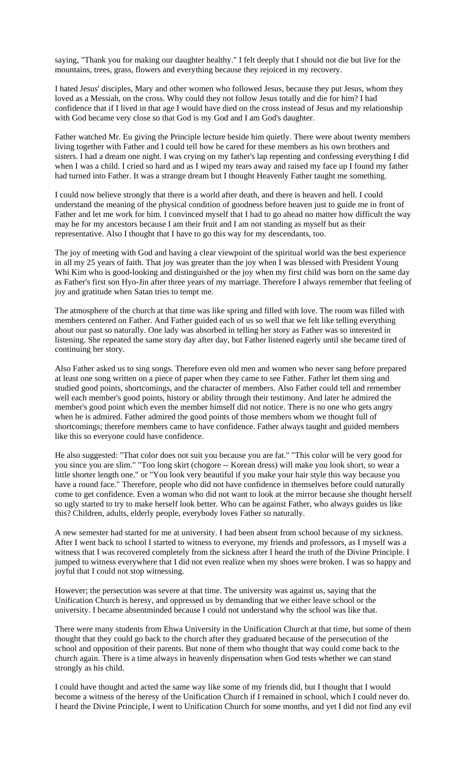saying, "Thank you for making our daughter healthy." I felt deeply that I should not die but live for the mountains, trees, grass, flowers and everything because they rejoiced in my recovery.

I hated Jesus' disciples, Mary and other women who followed Jesus, because they put Jesus, whom they loved as a Messiah, on the cross. Why could they not follow Jesus totally and die for him? I had confidence that if I lived in that age I would have died on the cross instead of Jesus and my relationship with God became very close so that God is my God and I am God's daughter.

Father watched Mr. Eu giving the Principle lecture beside him quietly. There were about twenty members living together with Father and I could tell how he cared for these members as his own brothers and sisters. I had a dream one night. I was crying on my father's lap repenting and confessing everything I did when I was a child. I cried so hard and as I wiped my tears away and raised my face up I found my father had turned into Father. It was a strange dream but I thought Heavenly Father taught me something.

I could now believe strongly that there is a world after death, and there is heaven and hell. I could understand the meaning of the physical condition of goodness before heaven just to guide me in front of Father and let me work for him. I convinced myself that I had to go ahead no matter how difficult the way may be for my ancestors because I am their fruit and I am not standing as myself but as their representative. Also I thought that I have to go this way for my descendants, too.

The joy of meeting with God and having a clear viewpoint of the spiritual world was the best experience in all my 25 years of faith. That joy was greater than the joy when I was blessed with President Young Whi Kim who is good-looking and distinguished or the joy when my first child was born on the same day as Father's first son Hyo-Jin after three years of my marriage. Therefore I always remember that feeling of joy and gratitude when Satan tries to tempt me.

The atmosphere of the church at that time was like spring and filled with love. The room was filled with members centered on Father. And Father guided each of us so well that we felt like telling everything about our past so naturally. One lady was absorbed in telling her story as Father was so interested in listening. She repeated the same story day after day, but Father listened eagerly until she became tired of continuing her story.

Also Father asked us to sing songs. Therefore even old men and women who never sang before prepared at least one song written on a piece of paper when they came to see Father. Father let them sing and studied good points, shortcomings, and the character of members. Also Father could tell and remember well each member's good points, history or ability through their testimony. And later he admired the member's good point which even the member himself did not notice. There is no one who gets angry when he is admired. Father admired the good points of those members whom we thought full of shortcomings; therefore members came to have confidence. Father always taught and guided members like this so everyone could have confidence.

He also suggested: "That color does not suit you because you are fat." "This color will be very good for you since you are slim." "Too long skirt (chogore -- Korean dress) will make you look short, so wear a little shorter length one." or "You look very beautiful if you make your hair style this way because you have a round face." Therefore, people who did not have confidence in themselves before could naturally come to get confidence. Even a woman who did not want to look at the mirror because she thought herself so ugly started to try to make herself look better. Who can be against Father, who always guides us like this? Children, adults, elderly people, everybody loves Father so naturally.

A new semester had started for me at university. I had been absent from school because of my sickness. After I went back to school I started to witness to everyone, my friends and professors, as I myself was a witness that I was recovered completely from the sickness after I heard the truth of the Divine Principle. I jumped to witness everywhere that I did not even realize when my shoes were broken. I was so happy and joyful that I could not stop witnessing.

However; the persecution was severe at that time. The university was against us, saying that the Unification Church is heresy, and oppressed us by demanding that we either leave school or the university. I became absentminded because I could not understand why the school was like that.

There were many students from Ehwa University in the Unification Church at that time, but some of them thought that they could go back to the church after they graduated because of the persecution of the school and opposition of their parents. But none of them who thought that way could come back to the church again. There is a time always in heavenly dispensation when God tests whether we can stand strongly as his child.

I could have thought and acted the same way like some of my friends did, but I thought that I would become a witness of the heresy of the Unification Church if I remained in school, which I could never do. I heard the Divine Principle, I went to Unification Church for some months, and yet I did not find any evil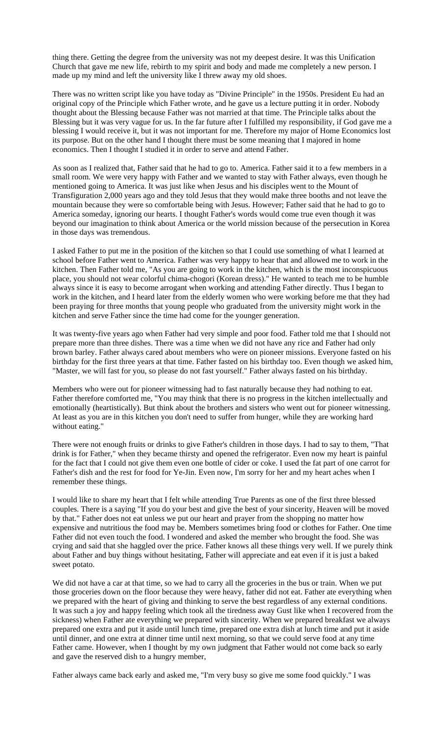thing there. Getting the degree from the university was not my deepest desire. It was this Unification Church that gave me new life, rebirth to my spirit and body and made me completely a new person. I made up my mind and left the university like I threw away my old shoes.

There was no written script like you have today as "Divine Principle" in the 1950s. President Eu had an original copy of the Principle which Father wrote, and he gave us a lecture putting it in order. Nobody thought about the Blessing because Father was not married at that time. The Principle talks about the Blessing but it was very vague for us. In the far future after I fulfilled my responsibility, if God gave me a blessing I would receive it, but it was not important for me. Therefore my major of Home Economics lost its purpose. But on the other hand I thought there must be some meaning that I majored in home economics. Then I thought I studied it in order to serve and attend Father.

As soon as I realized that, Father said that he had to go to. America. Father said it to a few members in a small room. We were very happy with Father and we wanted to stay with Father always, even though he mentioned going to America. It was just like when Jesus and his disciples went to the Mount of Transfiguration 2,000 years ago and they told Jesus that they would make three booths and not leave the mountain because they were so comfortable being with Jesus. However; Father said that he had to go to America someday, ignoring our hearts. I thought Father's words would come true even though it was beyond our imagination to think about America or the world mission because of the persecution in Korea in those days was tremendous.

I asked Father to put me in the position of the kitchen so that I could use something of what I learned at school before Father went to America. Father was very happy to hear that and allowed me to work in the kitchen. Then Father told me, "As you are going to work in the kitchen, which is the most inconspicuous place, you should not wear colorful chima-chogori (Korean dress)." He wanted to teach me to be humble always since it is easy to become arrogant when working and attending Father directly. Thus I began to work in the kitchen, and I heard later from the elderly women who were working before me that they had been praying for three months that young people who graduated from the university might work in the kitchen and serve Father since the time had come for the younger generation.

It was twenty-five years ago when Father had very simple and poor food. Father told me that I should not prepare more than three dishes. There was a time when we did not have any rice and Father had only brown barley. Father always cared about members who were on pioneer missions. Everyone fasted on his birthday for the first three years at that time. Father fasted on his birthday too. Even though we asked him, "Master, we will fast for you, so please do not fast yourself." Father always fasted on his birthday.

Members who were out for pioneer witnessing had to fast naturally because they had nothing to eat. Father therefore comforted me, "You may think that there is no progress in the kitchen intellectually and emotionally (heartistically). But think about the brothers and sisters who went out for pioneer witnessing. At least as you are in this kitchen you don't need to suffer from hunger, while they are working hard without eating."

There were not enough fruits or drinks to give Father's children in those days. I had to say to them, "That drink is for Father," when they became thirsty and opened the refrigerator. Even now my heart is painful for the fact that I could not give them even one bottle of cider or coke. I used the fat part of one carrot for Father's dish and the rest for food for Ye-Jin. Even now, I'm sorry for her and my heart aches when I remember these things.

I would like to share my heart that I felt while attending True Parents as one of the first three blessed couples. There is a saying "If you do your best and give the best of your sincerity, Heaven will be moved by that." Father does not eat unless we put our heart and prayer from the shopping no matter how expensive and nutritious the food may be. Members sometimes bring food or clothes for Father. One time Father did not even touch the food. I wondered and asked the member who brought the food. She was crying and said that she haggled over the price. Father knows all these things very well. If we purely think about Father and buy things without hesitating, Father will appreciate and eat even if it is just a baked sweet potato.

We did not have a car at that time, so we had to carry all the groceries in the bus or train. When we put those groceries down on the floor because they were heavy, father did not eat. Father ate everything when we prepared with the heart of giving and thinking to serve the best regardless of any external conditions. It was such a joy and happy feeling which took all the tiredness away Gust like when I recovered from the sickness) when Father ate everything we prepared with sincerity. When we prepared breakfast we always prepared one extra and put it aside until lunch time, prepared one extra dish at lunch time and put it aside until dinner, and one extra at dinner time until next morning, so that we could serve food at any time Father came. However, when I thought by my own judgment that Father would not come back so early and gave the reserved dish to a hungry member,

Father always came back early and asked me, "I'm very busy so give me some food quickly." I was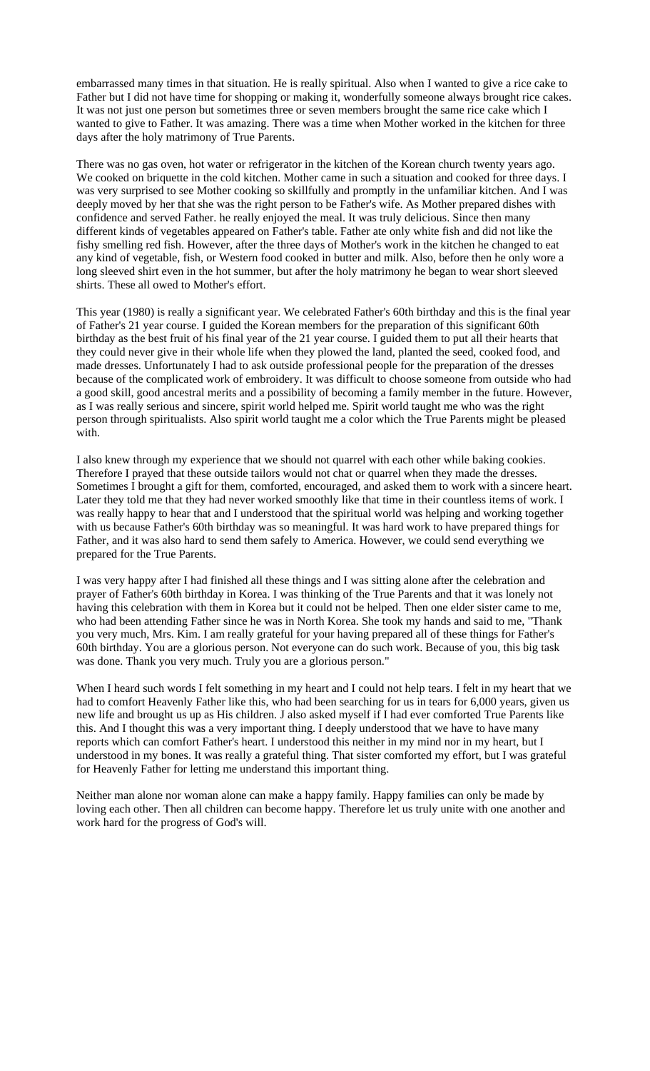embarrassed many times in that situation. He is really spiritual. Also when I wanted to give a rice cake to Father but I did not have time for shopping or making it, wonderfully someone always brought rice cakes. It was not just one person but sometimes three or seven members brought the same rice cake which I wanted to give to Father. It was amazing. There was a time when Mother worked in the kitchen for three days after the holy matrimony of True Parents.

There was no gas oven, hot water or refrigerator in the kitchen of the Korean church twenty years ago. We cooked on briquette in the cold kitchen. Mother came in such a situation and cooked for three days. I was very surprised to see Mother cooking so skillfully and promptly in the unfamiliar kitchen. And I was deeply moved by her that she was the right person to be Father's wife. As Mother prepared dishes with confidence and served Father. he really enjoyed the meal. It was truly delicious. Since then many different kinds of vegetables appeared on Father's table. Father ate only white fish and did not like the fishy smelling red fish. However, after the three days of Mother's work in the kitchen he changed to eat any kind of vegetable, fish, or Western food cooked in butter and milk. Also, before then he only wore a long sleeved shirt even in the hot summer, but after the holy matrimony he began to wear short sleeved shirts. These all owed to Mother's effort.

This year (1980) is really a significant year. We celebrated Father's 60th birthday and this is the final year of Father's 21 year course. I guided the Korean members for the preparation of this significant 60th birthday as the best fruit of his final year of the 21 year course. I guided them to put all their hearts that they could never give in their whole life when they plowed the land, planted the seed, cooked food, and made dresses. Unfortunately I had to ask outside professional people for the preparation of the dresses because of the complicated work of embroidery. It was difficult to choose someone from outside who had a good skill, good ancestral merits and a possibility of becoming a family member in the future. However, as I was really serious and sincere, spirit world helped me. Spirit world taught me who was the right person through spiritualists. Also spirit world taught me a color which the True Parents might be pleased with.

I also knew through my experience that we should not quarrel with each other while baking cookies. Therefore I prayed that these outside tailors would not chat or quarrel when they made the dresses. Sometimes I brought a gift for them, comforted, encouraged, and asked them to work with a sincere heart. Later they told me that they had never worked smoothly like that time in their countless items of work. I was really happy to hear that and I understood that the spiritual world was helping and working together with us because Father's 60th birthday was so meaningful. It was hard work to have prepared things for Father, and it was also hard to send them safely to America. However, we could send everything we prepared for the True Parents.

I was very happy after I had finished all these things and I was sitting alone after the celebration and prayer of Father's 60th birthday in Korea. I was thinking of the True Parents and that it was lonely not having this celebration with them in Korea but it could not be helped. Then one elder sister came to me, who had been attending Father since he was in North Korea. She took my hands and said to me, "Thank you very much, Mrs. Kim. I am really grateful for your having prepared all of these things for Father's 60th birthday. You are a glorious person. Not everyone can do such work. Because of you, this big task was done. Thank you very much. Truly you are a glorious person."

When I heard such words I felt something in my heart and I could not help tears. I felt in my heart that we had to comfort Heavenly Father like this, who had been searching for us in tears for 6,000 years, given us new life and brought us up as His children. J also asked myself if I had ever comforted True Parents like this. And I thought this was a very important thing. I deeply understood that we have to have many reports which can comfort Father's heart. I understood this neither in my mind nor in my heart, but I understood in my bones. It was really a grateful thing. That sister comforted my effort, but I was grateful for Heavenly Father for letting me understand this important thing.

Neither man alone nor woman alone can make a happy family. Happy families can only be made by loving each other. Then all children can become happy. Therefore let us truly unite with one another and work hard for the progress of God's will.